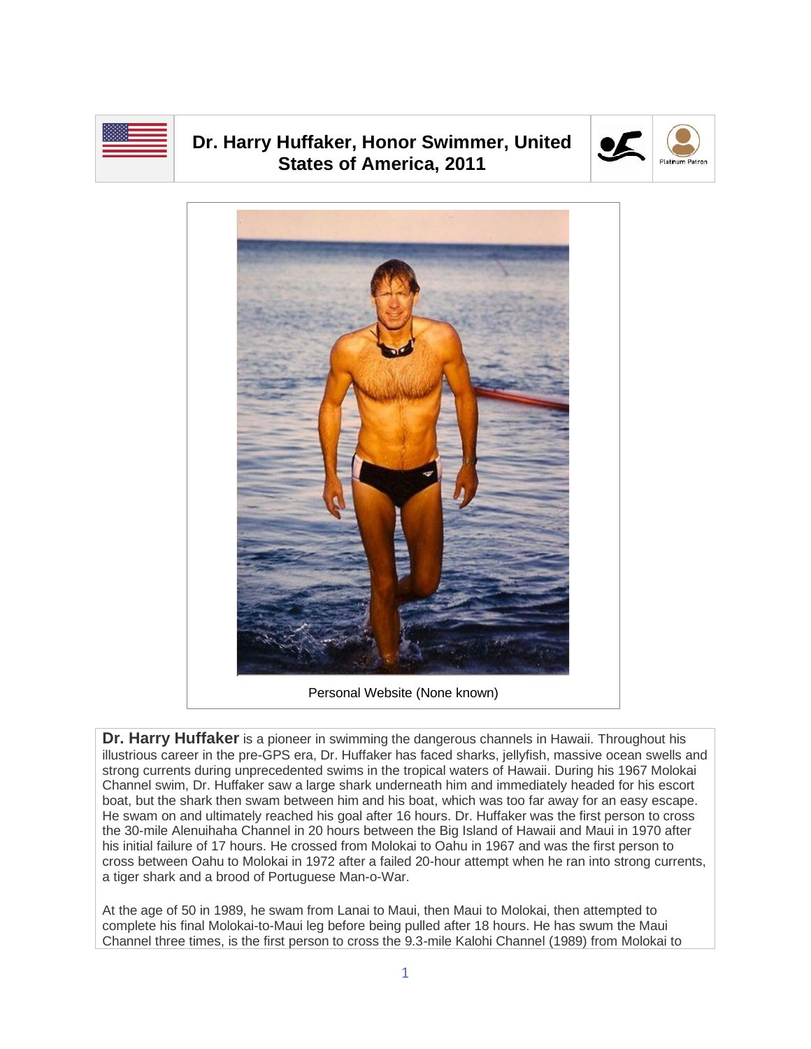# Dr. Harry Huffaker, Honor Swimmer, United States of America, 2011

Personal Website (None known)

**Dr. Harry Huffaker** is a pioneer in swimming the dangerous channels in Hawaii. Throughout his illustrious career in the pre-GPS era, Dr. Huffaker has faced sharks, jellyfish, massive ocean swells and strong currents during unprecedented swims in the tropical waters of Hawaii. During his 1967 Molokai Channel swim, Dr. Huffaker saw a large shark underneath him and immediately headed for his escort boat, but the shark then swam between him and his boat, which was too far away for an easy escape. He swam on and ultimately reached his goal after 16 hours. Dr. Huffaker was the first person to cross the 30-mile Alenuihaha Channel in 20 hours between the Big Island of Hawaii and Maui in 1970 after his initial failure of 17 hours. He crossed from Molokai to Oahu in 1967 and was the first person to cross between Oahu to Molokai in 1972 after a failed 20-hour attempt when he ran into strong currents, a tiger shark and a brood of Portuguese Man-o-War.

At the age of 50 in 1989, he swam from Lanai to Maui, then Maui to Molokai, then attempted to complete his final Molokai-to-Maui leg before being pulled after 18 hours. He has swum the Maui Channel three times, is the first person to cross the 9.3-mile Kalohi Channel (1989) from Molokai to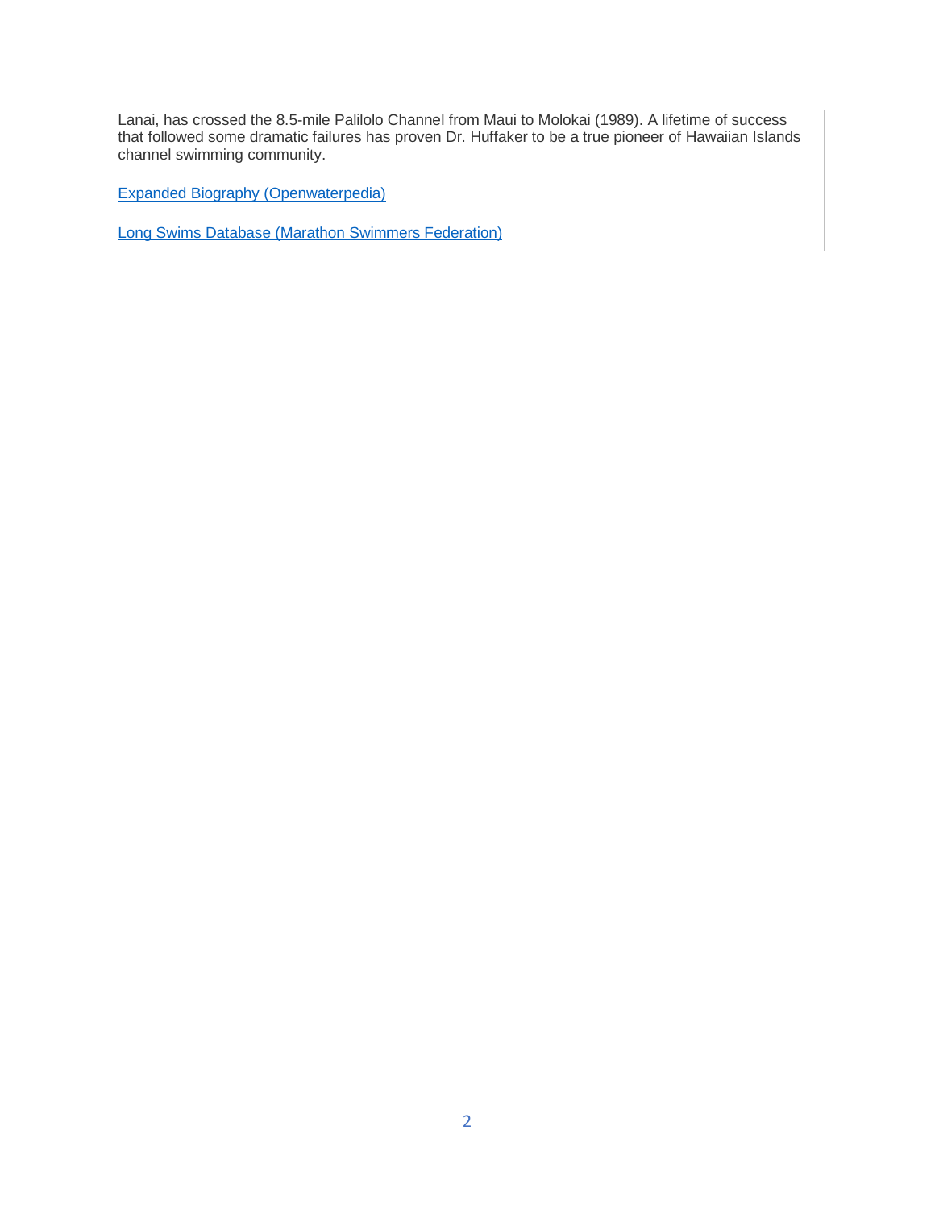Lanai, has crossed the 8.5-mile Palilolo Channel from Maui to Molokai (1989). A lifetime of success that followed some dramatic failures has proven Dr. Huffaker to be a true pioneer of Hawaiian Islands channel swimming community.

Expanded Biography (Openwaterpedia)

Long Swims Database (Marathon Swimmers Federation)